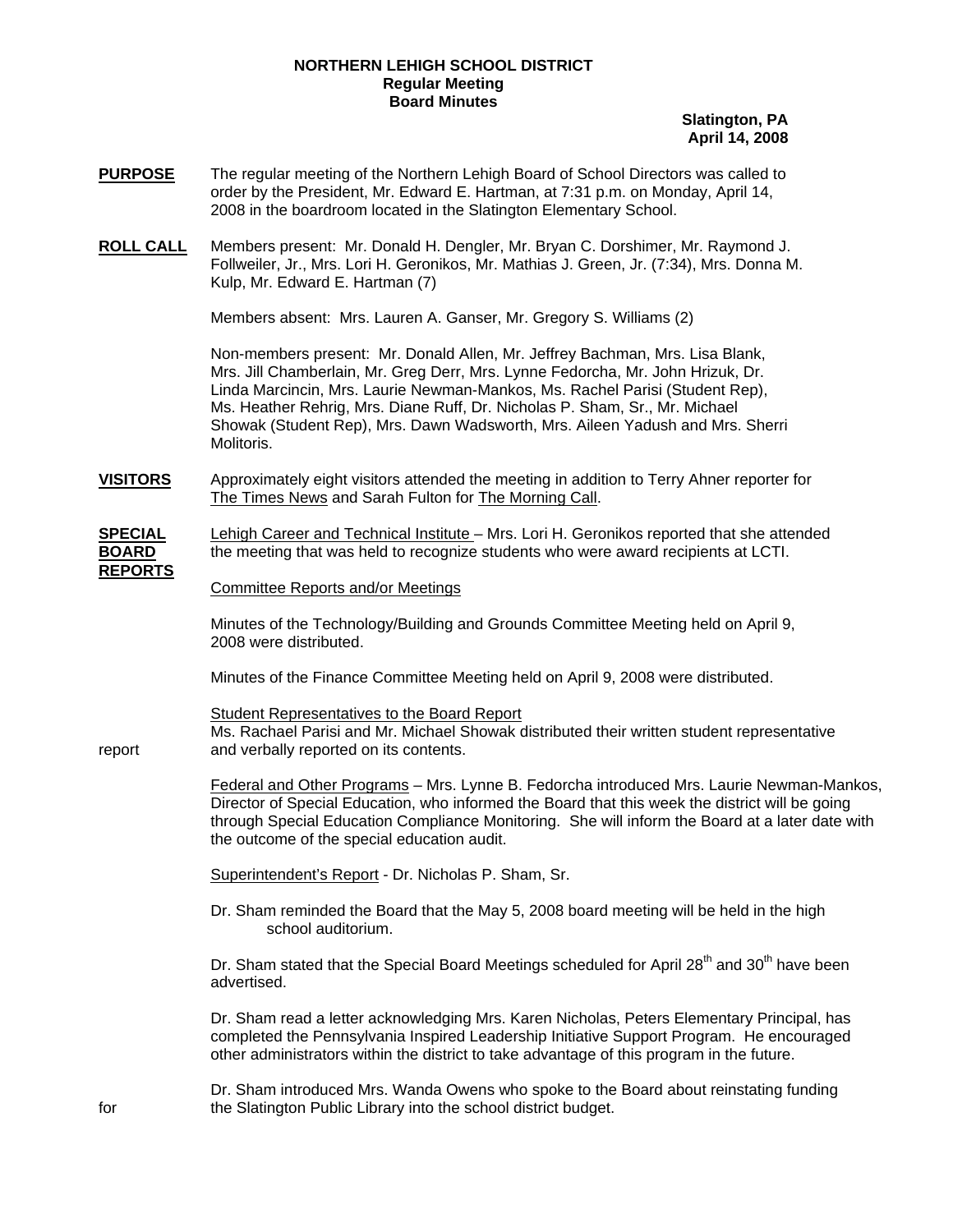**NORTHERN LEHIGH SCHOOL DISTRICT**
**Regular Meeting**
**Board Minutes**

**Slatington, PA**
**April 14, 2008**

**PURPOSE** The regular meeting of the Northern Lehigh Board of School Directors was called to order by the President, Mr. Edward E. Hartman, at 7:31 p.m. on Monday, April 14, 2008 in the boardroom located in the Slatington Elementary School.

**ROLL CALL** Members present: Mr. Donald H. Dengler, Mr. Bryan C. Dorshimer, Mr. Raymond J. Follweiler, Jr., Mrs. Lori H. Geronikos, Mr. Mathias J. Green, Jr. (7:34), Mrs. Donna M. Kulp, Mr. Edward E. Hartman (7)

Members absent: Mrs. Lauren A. Ganser, Mr. Gregory S. Williams (2)

Non-members present: Mr. Donald Allen, Mr. Jeffrey Bachman, Mrs. Lisa Blank, Mrs. Jill Chamberlain, Mr. Greg Derr, Mrs. Lynne Fedorcha, Mr. John Hrizuk, Dr. Linda Marcincin, Mrs. Laurie Newman-Mankos, Ms. Rachel Parisi (Student Rep), Ms. Heather Rehrig, Mrs. Diane Ruff, Dr. Nicholas P. Sham, Sr., Mr. Michael Showak (Student Rep), Mrs. Dawn Wadsworth, Mrs. Aileen Yadush and Mrs. Sherri Molitoris.

**VISITORS** Approximately eight visitors attended the meeting in addition to Terry Ahner reporter for The Times News and Sarah Fulton for The Morning Call.

**SPECIAL BOARD REPORTS** Lehigh Career and Technical Institute – Mrs. Lori H. Geronikos reported that she attended the meeting that was held to recognize students who were award recipients at LCTI.

Committee Reports and/or Meetings

Minutes of the Technology/Building and Grounds Committee Meeting held on April 9, 2008 were distributed.

Minutes of the Finance Committee Meeting held on April 9, 2008 were distributed.

Student Representatives to the Board Report
Ms. Rachael Parisi and Mr. Michael Showak distributed their written student representative report and verbally reported on its contents.

Federal and Other Programs – Mrs. Lynne B. Fedorcha introduced Mrs. Laurie Newman-Mankos, Director of Special Education, who informed the Board that this week the district will be going through Special Education Compliance Monitoring. She will inform the Board at a later date with the outcome of the special education audit.

Superintendent's Report - Dr. Nicholas P. Sham, Sr.

Dr. Sham reminded the Board that the May 5, 2008 board meeting will be held in the high school auditorium.

Dr. Sham stated that the Special Board Meetings scheduled for April 28th and 30th have been advertised.

Dr. Sham read a letter acknowledging Mrs. Karen Nicholas, Peters Elementary Principal, has completed the Pennsylvania Inspired Leadership Initiative Support Program. He encouraged other administrators within the district to take advantage of this program in the future.

Dr. Sham introduced Mrs. Wanda Owens who spoke to the Board about reinstating funding for the Slatington Public Library into the school district budget.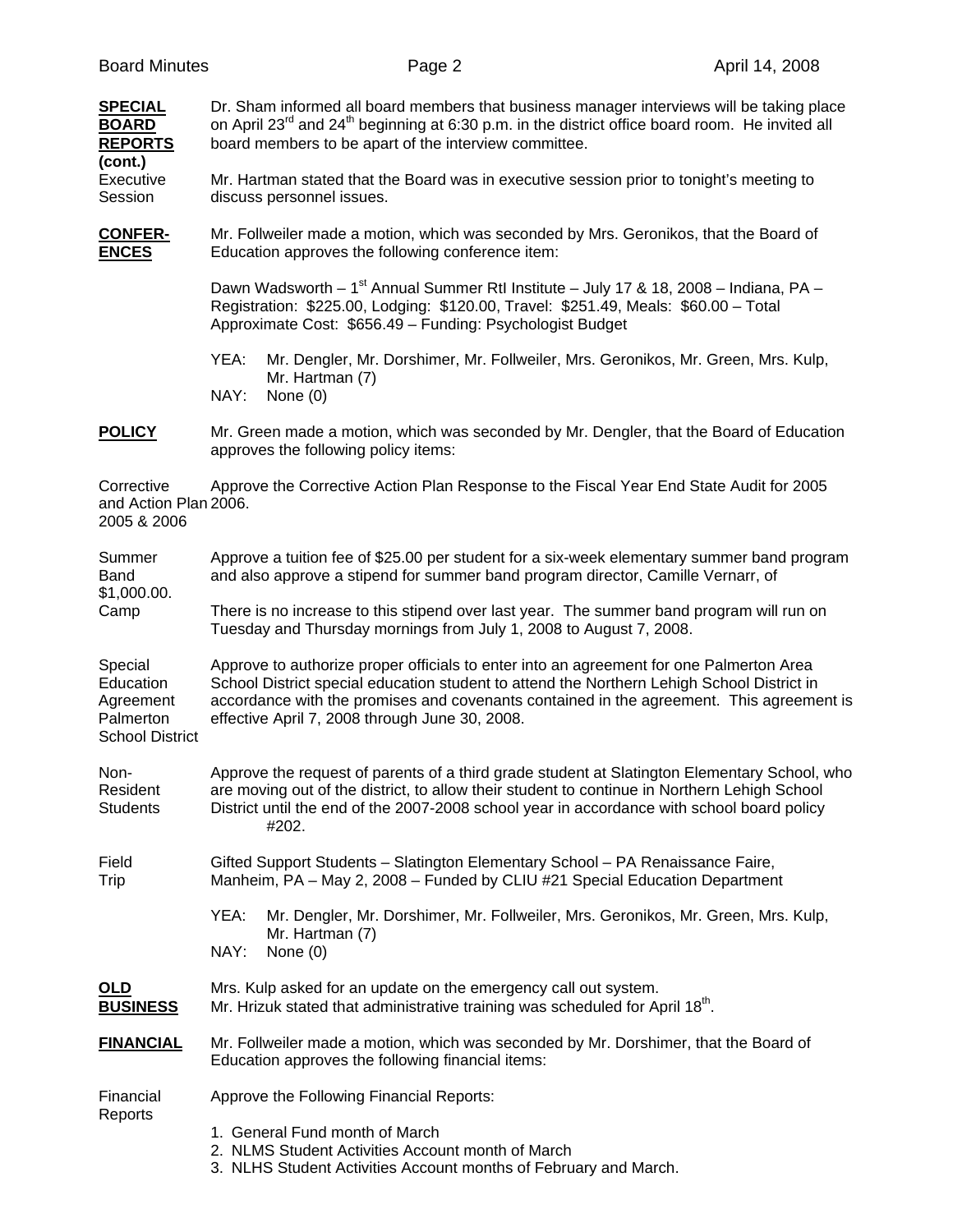**SPECIAL BOARD REPORTS (cont.)**

Dr. Sham informed all board members that business manager interviews will be taking place on April 23rd and 24th beginning at 6:30 p.m. in the district office board room. He invited all board members to be apart of the interview committee.

Executive Session

Mr. Hartman stated that the Board was in executive session prior to tonight's meeting to discuss personnel issues.

**CONFERENCES**

Mr. Follweiler made a motion, which was seconded by Mrs. Geronikos, that the Board of Education approves the following conference item:

Dawn Wadsworth – 1st Annual Summer RtI Institute – July 17 & 18, 2008 – Indiana, PA – Registration: $225.00, Lodging: $120.00, Travel: $251.49, Meals: $60.00 – Total Approximate Cost: $656.49 – Funding: Psychologist Budget

YEA: Mr. Dengler, Mr. Dorshimer, Mr. Follweiler, Mrs. Geronikos, Mr. Green, Mrs. Kulp, Mr. Hartman (7)
NAY: None (0)

**POLICY**

Mr. Green made a motion, which was seconded by Mr. Dengler, that the Board of Education approves the following policy items:

Corrective and Action Plan 2005 & 2006

Approve the Corrective Action Plan Response to the Fiscal Year End State Audit for 2005 2006.

Summer Band Camp

Approve a tuition fee of $25.00 per student for a six-week elementary summer band program and also approve a stipend for summer band program director, Camille Vernarr, of $1,000.00. There is no increase to this stipend over last year. The summer band program will run on Tuesday and Thursday mornings from July 1, 2008 to August 7, 2008.

Special Education Agreement Palmerton School District

Approve to authorize proper officials to enter into an agreement for one Palmerton Area School District special education student to attend the Northern Lehigh School District in accordance with the promises and covenants contained in the agreement. This agreement is effective April 7, 2008 through June 30, 2008.

Non-Resident Students

Approve the request of parents of a third grade student at Slatington Elementary School, who are moving out of the district, to allow their student to continue in Northern Lehigh School District until the end of the 2007-2008 school year in accordance with school board policy #202.

Field Trip

Gifted Support Students – Slatington Elementary School – PA Renaissance Faire, Manheim, PA – May 2, 2008 – Funded by CLIU #21 Special Education Department

YEA: Mr. Dengler, Mr. Dorshimer, Mr. Follweiler, Mrs. Geronikos, Mr. Green, Mrs. Kulp, Mr. Hartman (7)
NAY: None (0)

**OLD BUSINESS**

Mrs. Kulp asked for an update on the emergency call out system.
Mr. Hrizuk stated that administrative training was scheduled for April 18th.

**FINANCIAL**

Mr. Follweiler made a motion, which was seconded by Mr. Dorshimer, that the Board of Education approves the following financial items:

Financial Reports

Approve the Following Financial Reports:

1. General Fund month of March
2. NLMS Student Activities Account month of March
3. NLHS Student Activities Account months of February and March.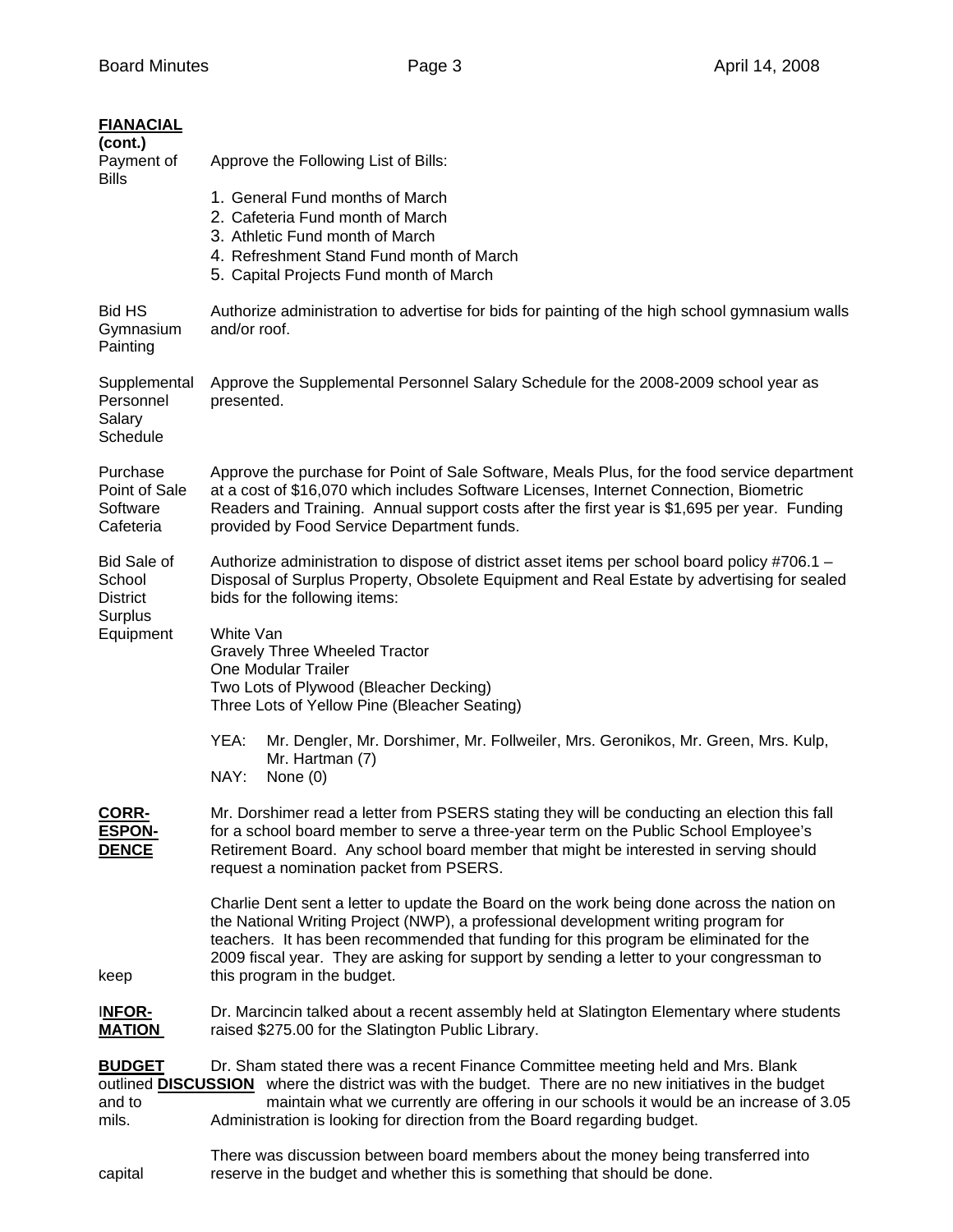**FIANACIAL (cont.)**

Payment of Bills — Approve the Following List of Bills:

1. General Fund months of March
2. Cafeteria Fund month of March
3. Athletic Fund month of March
4. Refreshment Stand Fund month of March
5. Capital Projects Fund month of March

Bid HS Gymnasium Painting — Authorize administration to advertise for bids for painting of the high school gymnasium walls and/or roof.

Supplemental Personnel Salary Schedule — Approve the Supplemental Personnel Salary Schedule for the 2008-2009 school year as presented.

Purchase Point of Sale Software Cafeteria — Approve the purchase for Point of Sale Software, Meals Plus, for the food service department at a cost of $16,070 which includes Software Licenses, Internet Connection, Biometric Readers and Training. Annual support costs after the first year is $1,695 per year. Funding provided by Food Service Department funds.

Bid Sale of School District Surplus Equipment — Authorize administration to dispose of district asset items per school board policy #706.1 – Disposal of Surplus Property, Obsolete Equipment and Real Estate by advertising for sealed bids for the following items:

White Van
Gravely Three Wheeled Tractor
One Modular Trailer
Two Lots of Plywood (Bleacher Decking)
Three Lots of Yellow Pine (Bleacher Seating)

YEA: Mr. Dengler, Mr. Dorshimer, Mr. Follweiler, Mrs. Geronikos, Mr. Green, Mrs. Kulp, Mr. Hartman (7)
NAY: None (0)

**CORR-ESPON-DENCE**

Mr. Dorshimer read a letter from PSERS stating they will be conducting an election this fall for a school board member to serve a three-year term on the Public School Employee's Retirement Board. Any school board member that might be interested in serving should request a nomination packet from PSERS.

Charlie Dent sent a letter to update the Board on the work being done across the nation on the National Writing Project (NWP), a professional development writing program for teachers. It has been recommended that funding for this program be eliminated for the 2009 fiscal year. They are asking for support by sending a letter to your congressman to keep this program in the budget.

**INFOR-MATION**

Dr. Marcincin talked about a recent assembly held at Slatington Elementary where students raised $275.00 for the Slatington Public Library.

**BUDGET DISCUSSION**

Dr. Sham stated there was a recent Finance Committee meeting held and Mrs. Blank outlined where the district was with the budget. There are no new initiatives in the budget and to maintain what we currently are offering in our schools it would be an increase of 3.05 mils. Administration is looking for direction from the Board regarding budget.

There was discussion between board members about the money being transferred into capital reserve in the budget and whether this is something that should be done.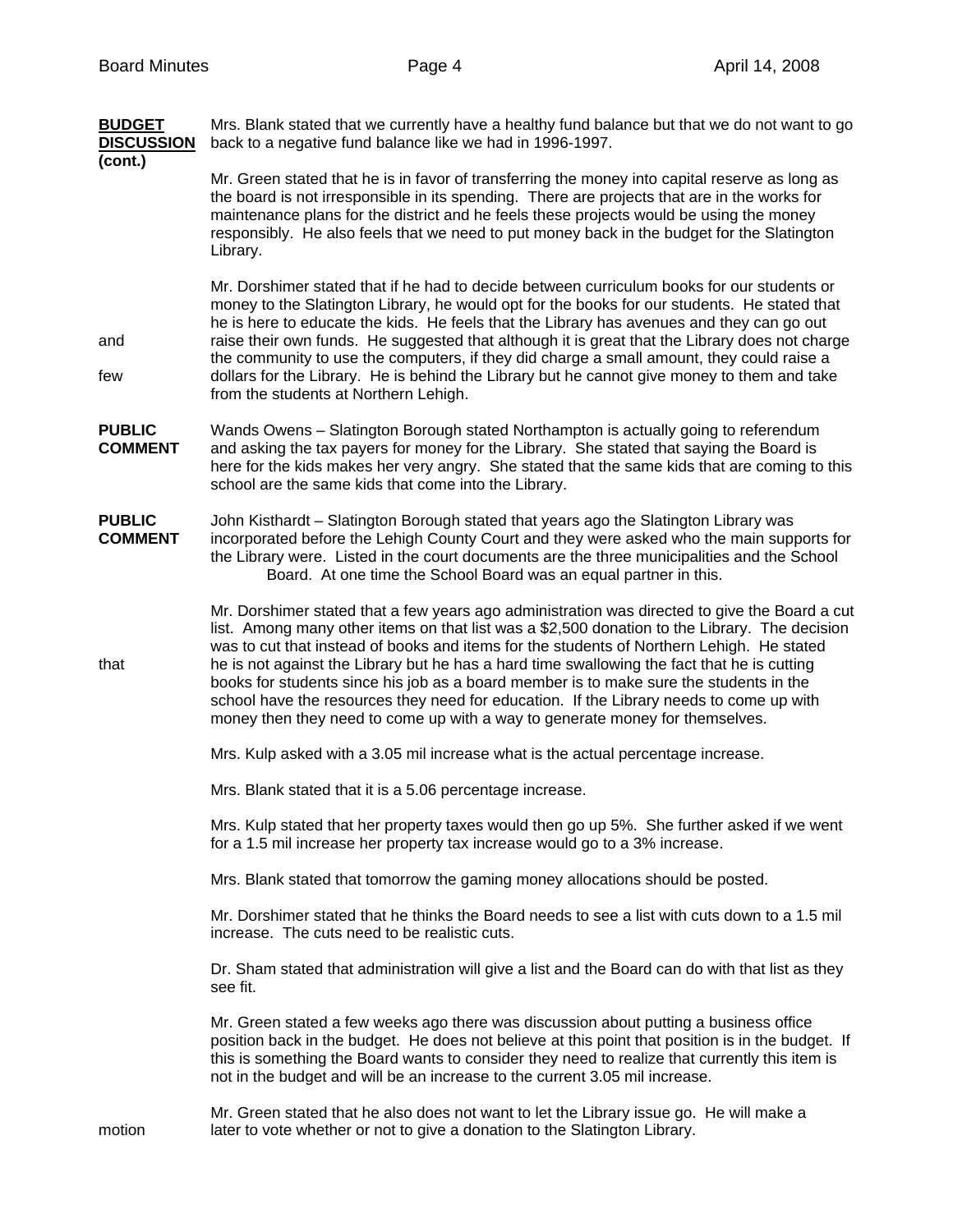**BUDGET DISCUSSION (cont.)**

Mrs. Blank stated that we currently have a healthy fund balance but that we do not want to go back to a negative fund balance like we had in 1996-1997.

Mr. Green stated that he is in favor of transferring the money into capital reserve as long as the board is not irresponsible in its spending. There are projects that are in the works for maintenance plans for the district and he feels these projects would be using the money responsibly. He also feels that we need to put money back in the budget for the Slatington Library.

Mr. Dorshimer stated that if he had to decide between curriculum books for our students or money to the Slatington Library, he would opt for the books for our students. He stated that he is here to educate the kids. He feels that the Library has avenues and they can go out and raise their own funds. He suggested that although it is great that the Library does not charge the community to use the computers, if they did charge a small amount, they could raise a few dollars for the Library. He is behind the Library but he cannot give money to them and take from the students at Northern Lehigh.

**PUBLIC COMMENT**

Wands Owens – Slatington Borough stated Northampton is actually going to referendum and asking the tax payers for money for the Library. She stated that saying the Board is here for the kids makes her very angry. She stated that the same kids that are coming to this school are the same kids that come into the Library.

**PUBLIC COMMENT**

John Kisthardt – Slatington Borough stated that years ago the Slatington Library was incorporated before the Lehigh County Court and they were asked who the main supports for the Library were. Listed in the court documents are the three municipalities and the School Board. At one time the School Board was an equal partner in this.

Mr. Dorshimer stated that a few years ago administration was directed to give the Board a cut list. Among many other items on that list was a $2,500 donation to the Library. The decision was to cut that instead of books and items for the students of Northern Lehigh. He stated that he is not against the Library but he has a hard time swallowing the fact that he is cutting books for students since his job as a board member is to make sure the students in the school have the resources they need for education. If the Library needs to come up with money then they need to come up with a way to generate money for themselves.

Mrs. Kulp asked with a 3.05 mil increase what is the actual percentage increase.

Mrs. Blank stated that it is a 5.06 percentage increase.

Mrs. Kulp stated that her property taxes would then go up 5%. She further asked if we went for a 1.5 mil increase her property tax increase would go to a 3% increase.

Mrs. Blank stated that tomorrow the gaming money allocations should be posted.

Mr. Dorshimer stated that he thinks the Board needs to see a list with cuts down to a 1.5 mil increase. The cuts need to be realistic cuts.

Dr. Sham stated that administration will give a list and the Board can do with that list as they see fit.

Mr. Green stated a few weeks ago there was discussion about putting a business office position back in the budget. He does not believe at this point that position is in the budget. If this is something the Board wants to consider they need to realize that currently this item is not in the budget and will be an increase to the current 3.05 mil increase.

Mr. Green stated that he also does not want to let the Library issue go. He will make a motion later to vote whether or not to give a donation to the Slatington Library.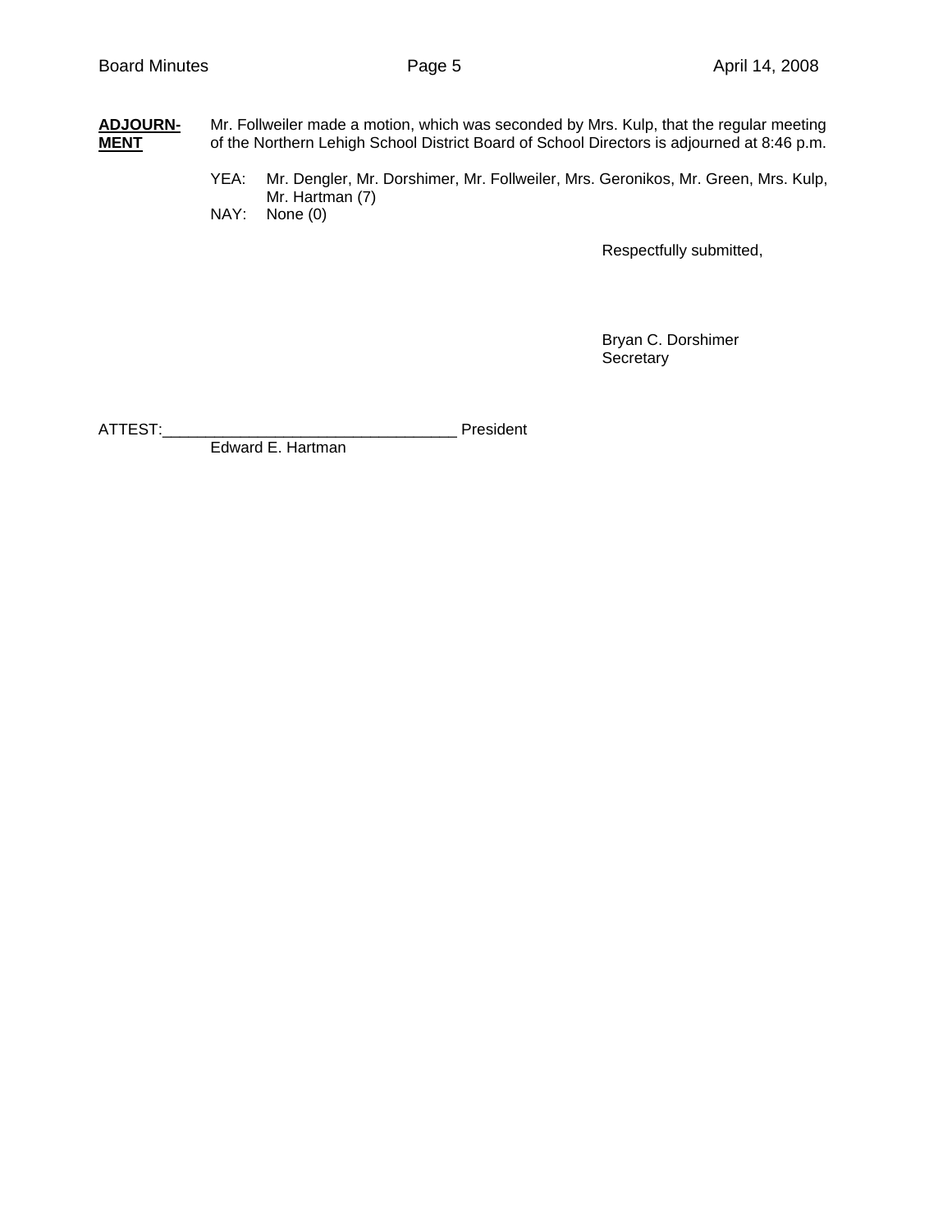**ADJOURNMENT**

Mr. Follweiler made a motion, which was seconded by Mrs. Kulp, that the regular meeting of the Northern Lehigh School District Board of School Directors is adjourned at 8:46 p.m.

YEA: Mr. Dengler, Mr. Dorshimer, Mr. Follweiler, Mrs. Geronikos, Mr. Green, Mrs. Kulp, Mr. Hartman (7)
NAY: None (0)

Respectfully submitted,

Bryan C. Dorshimer
Secretary

ATTEST:__________________________________ President
Edward E. Hartman